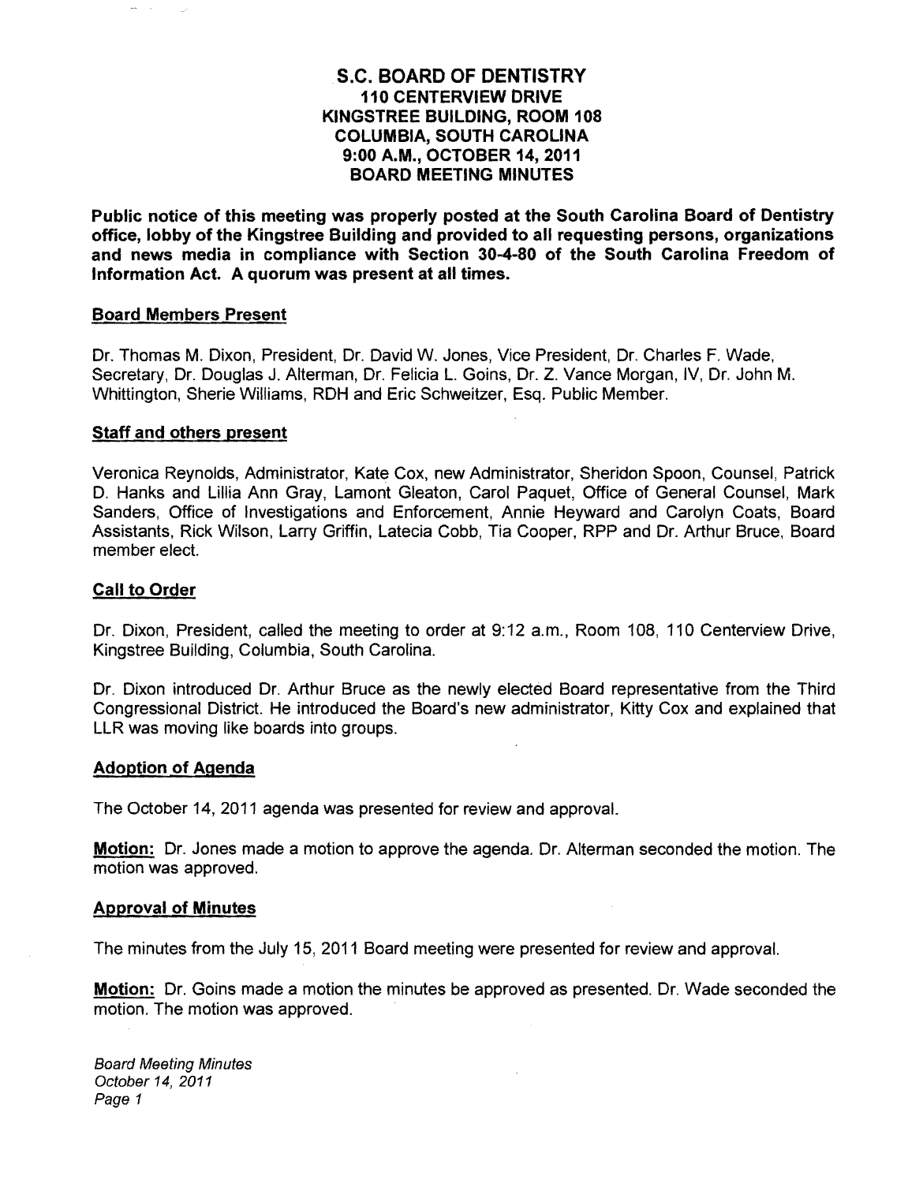# S.C. BOARD OF DENTISTRY
## 110 CENTERVIEW DRIVE
## KINGSTREE BUILDING, ROOM 108
## COLUMBIA, SOUTH CAROLINA
## 9:00 A.M., OCTOBER 14, 2011
## BOARD MEETING MINUTES

**Public notice of this meeting was properly posted at the South Carolina Board of Dentistry office, lobby of the Kingstree Building and provided to all requesting persons, organizations and news media in compliance with Section 30-4-80 of the South Carolina Freedom of Information Act. A quorum was present at all times.**

### Board Members Present

Dr. Thomas M. Dixon, President, Dr. David W. Jones, Vice President, Dr. Charles F. Wade, Secretary, Dr. Douglas J. Alterman, Dr. Felicia L. Goins, Dr. Z. Vance Morgan, IV, Dr. John M. Whittington, Sherie Williams, RDH and Eric Schweitzer, Esq. Public Member.

### Staff and others present

Veronica Reynolds, Administrator, Kate Cox, new Administrator, Sheridon Spoon, Counsel, Patrick D. Hanks and Lillia Ann Gray, Lamont Gleaton, Carol Paquet, Office of General Counsel, Mark Sanders, Office of Investigations and Enforcement, Annie Heyward and Carolyn Coats, Board Assistants, Rick Wilson, Larry Griffin, Latecia Cobb, Tia Cooper, RPP and Dr. Arthur Bruce, Board member elect.

### Call to Order

Dr. Dixon, President, called the meeting to order at 9:12 a.m., Room 108, 110 Centerview Drive, Kingstree Building, Columbia, South Carolina.

Dr. Dixon introduced Dr. Arthur Bruce as the newly elected Board representative from the Third Congressional District. He introduced the Board's new administrator, Kitty Cox and explained that LLR was moving like boards into groups.

### Adoption of Agenda

The October 14, 2011 agenda was presented for review and approval.

**Motion:** Dr. Jones made a motion to approve the agenda. Dr. Alterman seconded the motion. The motion was approved.

### Approval of Minutes

The minutes from the July 15, 2011 Board meeting were presented for review and approval.

**Motion:** Dr. Goins made a motion the minutes be approved as presented. Dr. Wade seconded the motion. The motion was approved.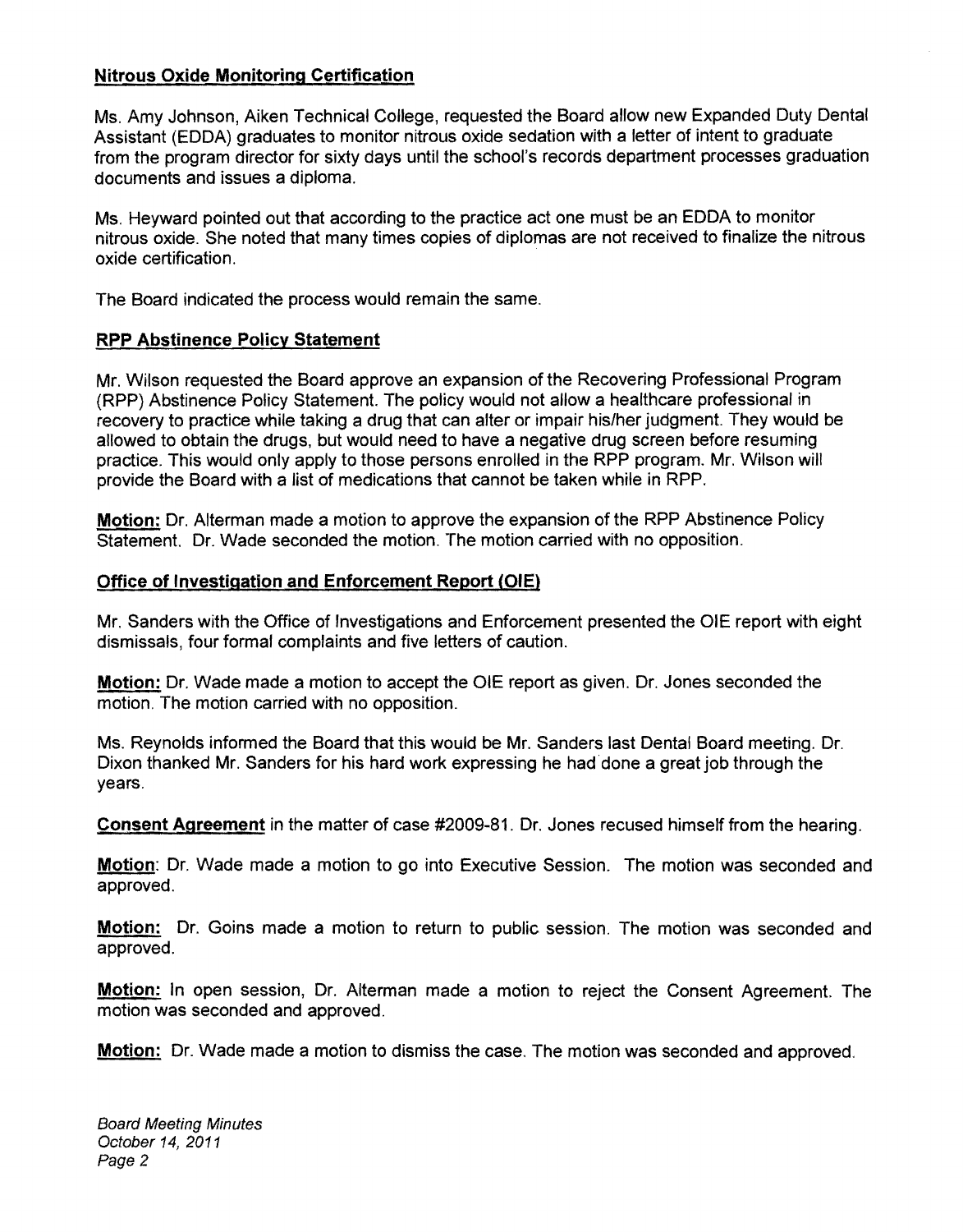### Nitrous Oxide Monitoring Certification

Ms. Amy Johnson, Aiken Technical College, requested the Board allow new Expanded Duty Dental Assistant (EDDA) graduates to monitor nitrous oxide sedation with a letter of intent to graduate from the program director for sixty days until the school's records department processes graduation documents and issues a diploma.

Ms. Heyward pointed out that according to the practice act one must be an EDDA to monitor nitrous oxide. She noted that many times copies of diplomas are not received to finalize the nitrous oxide certification.

The Board indicated the process would remain the same.

### RPP Abstinence Policy Statement

Mr. Wilson requested the Board approve an expansion of the Recovering Professional Program (RPP) Abstinence Policy Statement. The policy would not allow a healthcare professional in recovery to practice while taking a drug that can alter or impair his/her judgment. They would be allowed to obtain the drugs, but would need to have a negative drug screen before resuming practice. This would only apply to those persons enrolled in the RPP program. Mr. Wilson will provide the Board with a list of medications that cannot be taken while in RPP.

**Motion:** Dr. Alterman made a motion to approve the expansion of the RPP Abstinence Policy Statement. Dr. Wade seconded the motion. The motion carried with no opposition.

### Office of Investigation and Enforcement Report (OIE)

Mr. Sanders with the Office of Investigations and Enforcement presented the OIE report with eight dismissals, four formal complaints and five letters of caution.

**Motion:** Dr. Wade made a motion to accept the OIE report as given. Dr. Jones seconded the motion. The motion carried with no opposition.

Ms. Reynolds informed the Board that this would be Mr. Sanders last Dental Board meeting. Dr. Dixon thanked Mr. Sanders for his hard work expressing he had done a great job through the years.

**Consent Agreement** in the matter of case #2009-81. Dr. Jones recused himself from the hearing.

**Motion**: Dr. Wade made a motion to go into Executive Session. The motion was seconded and approved.

**Motion:** Dr. Goins made a motion to return to public session. The motion was seconded and approved.

**Motion:** In open session, Dr. Alterman made a motion to reject the Consent Agreement. The motion was seconded and approved.

**Motion:** Dr. Wade made a motion to dismiss the case. The motion was seconded and approved.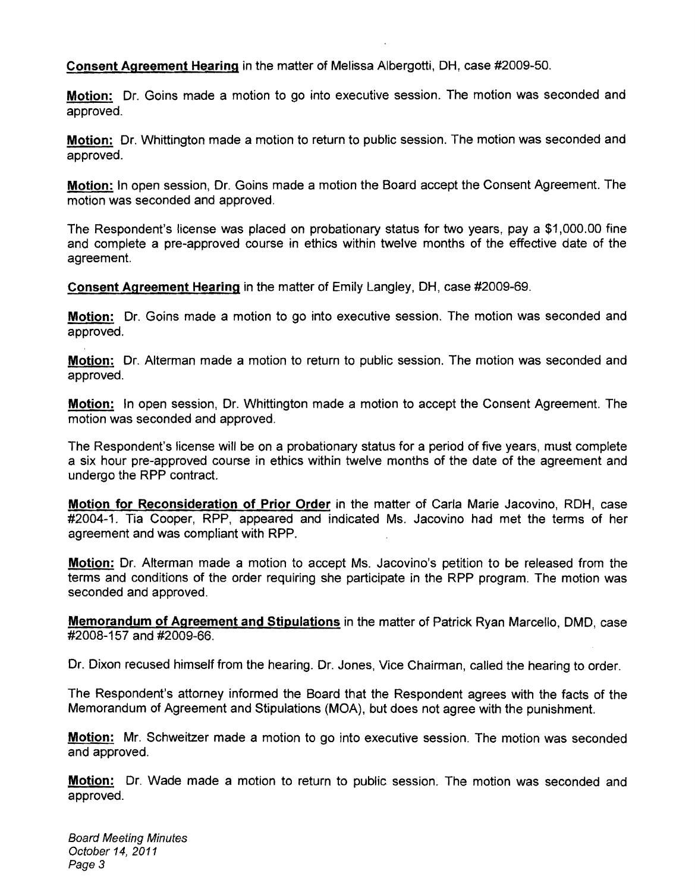**Consent Agreement Hearing** in the matter of Melissa Albergotti, DH, case #2009-50.

**Motion:** Dr. Goins made a motion to go into executive session. The motion was seconded and approved.

**Motion:** Dr. Whittington made a motion to return to public session. The motion was seconded and approved.

**Motion:** In open session, Dr. Goins made a motion the Board accept the Consent Agreement. The motion was seconded and approved.

The Respondent's license was placed on probationary status for two years, pay a $1,000.00 fine and complete a pre-approved course in ethics within twelve months of the effective date of the agreement.

**Consent Agreement Hearing** in the matter of Emily Langley, DH, case #2009-69.

**Motion:** Dr. Goins made a motion to go into executive session. The motion was seconded and approved.

**Motion:** Dr. Alterman made a motion to return to public session. The motion was seconded and approved.

**Motion:** In open session, Dr. Whittington made a motion to accept the Consent Agreement. The motion was seconded and approved.

The Respondent's license will be on a probationary status for a period of five years, must complete a six hour pre-approved course in ethics within twelve months of the date of the agreement and undergo the RPP contract.

**Motion for Reconsideration of Prior Order** in the matter of Carla Marie Jacovino, RDH, case #2004-1. Tia Cooper, RPP, appeared and indicated Ms. Jacovino had met the terms of her agreement and was compliant with RPP.

**Motion:** Dr. Alterman made a motion to accept Ms. Jacovino's petition to be released from the terms and conditions of the order requiring she participate in the RPP program. The motion was seconded and approved.

**Memorandum of Agreement and Stipulations** in the matter of Patrick Ryan Marcello, DMD, case #2008-157 and #2009-66.

Dr. Dixon recused himself from the hearing. Dr. Jones, Vice Chairman, called the hearing to order.

The Respondent's attorney informed the Board that the Respondent agrees with the facts of the Memorandum of Agreement and Stipulations (MOA), but does not agree with the punishment.

**Motion:** Mr. Schweitzer made a motion to go into executive session. The motion was seconded and approved.

**Motion:** Dr. Wade made a motion to return to public session. The motion was seconded and approved.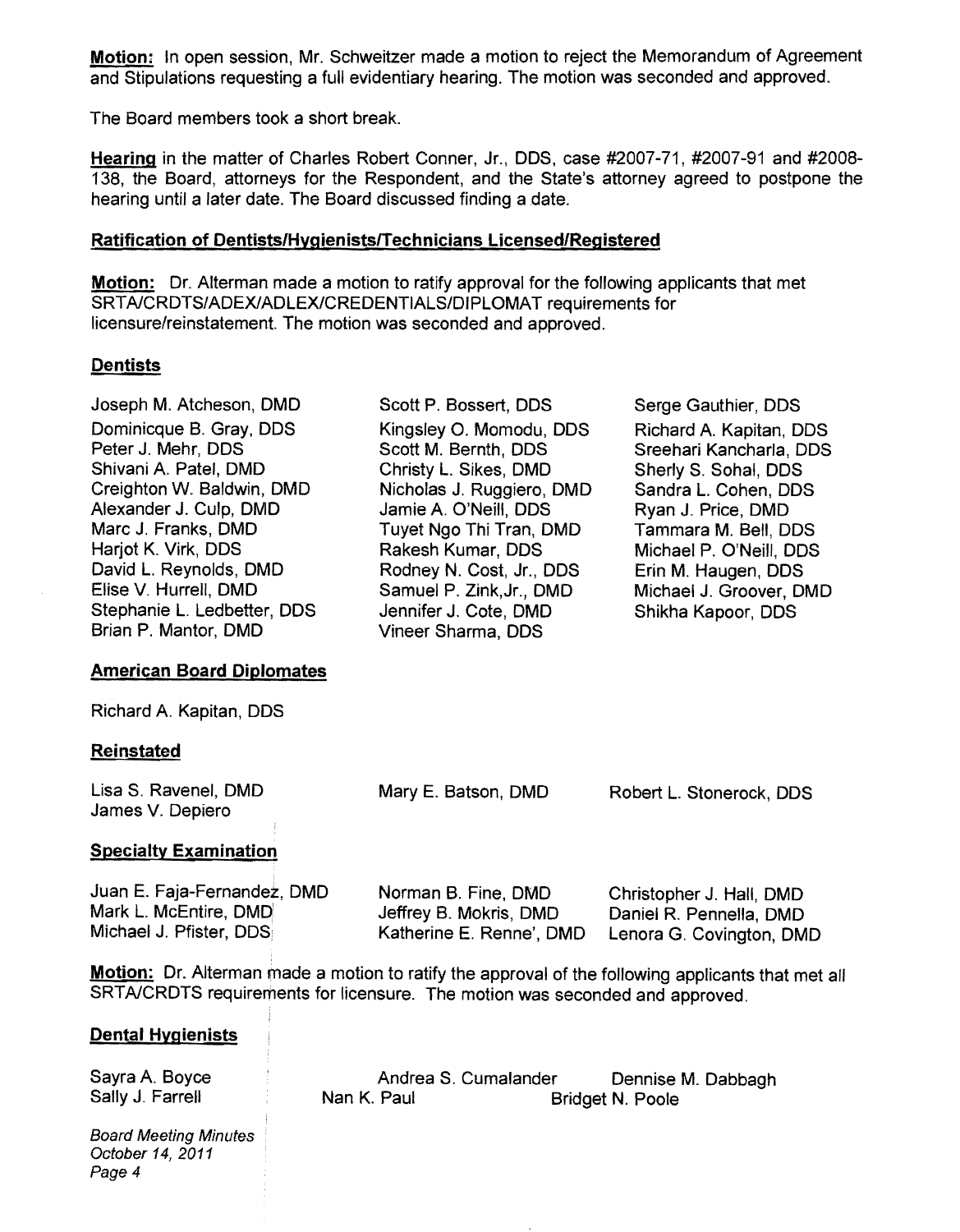**Motion:** In open session, Mr. Schweitzer made a motion to reject the Memorandum of Agreement and Stipulations requesting a full evidentiary hearing. The motion was seconded and approved.

The Board members took a short break.

**Hearing** in the matter of Charles Robert Conner, Jr., DDS, case #2007-71, #2007-91 and #2008-138, the Board, attorneys for the Respondent, and the State's attorney agreed to postpone the hearing until a later date. The Board discussed finding a date.

**Ratification of Dentists/Hygienists/Technicians Licensed/Registered**

**Motion:** Dr. Alterman made a motion to ratify approval for the following applicants that met SRTA/CRDTS/ADEX/ADLEX/CREDENTIALS/DIPLOMAT requirements for licensure/reinstatement. The motion was seconded and approved.

**Dentists**

Joseph M. Atcheson, DMD
Dominicque B. Gray, DDS
Peter J. Mehr, DDS
Shivani A. Patel, DMD
Creighton W. Baldwin, DMD
Alexander J. Culp, DMD
Marc J. Franks, DMD
Harjot K. Virk, DDS
David L. Reynolds, DMD
Elise V. Hurrell, DMD
Stephanie L. Ledbetter, DDS
Brian P. Mantor, DMD
Scott P. Bossert, DDS
Kingsley O. Momodu, DDS
Scott M. Bernth, DDS
Christy L. Sikes, DMD
Nicholas J. Ruggiero, DMD
Jamie A. O'Neill, DDS
Tuyet Ngo Thi Tran, DMD
Rakesh Kumar, DDS
Rodney N. Cost, Jr., DDS
Samuel P. Zink,Jr., DMD
Jennifer J. Cote, DMD
Vineer Sharma, DDS
Serge Gauthier, DDS
Richard A. Kapitan, DDS
Sreehari Kancharla, DDS
Sherly S. Sohal, DDS
Sandra L. Cohen, DDS
Ryan J. Price, DMD
Tammara M. Bell, DDS
Michael P. O'Neill, DDS
Erin M. Haugen, DDS
Michael J. Groover, DMD
Shikha Kapoor, DDS

**American Board Diplomates**

Richard A. Kapitan, DDS

**Reinstated**

Lisa S. Ravenel, DMD
James V. Depiero
Mary E. Batson, DMD
Robert L. Stonerock, DDS

**Specialty Examination**

Juan E. Faja-Fernandez, DMD
Mark L. McEntire, DMD
Michael J. Pfister, DDS
Norman B. Fine, DMD
Jeffrey B. Mokris, DMD
Katherine E. Renne', DMD
Christopher J. Hall, DMD
Daniel R. Pennella, DMD
Lenora G. Covington, DMD

**Motion:** Dr. Alterman made a motion to ratify the approval of the following applicants that met all SRTA/CRDTS requirements for licensure. The motion was seconded and approved.

**Dental Hygienists**

Sayra A. Boyce
Sally J. Farrell
Andrea S. Cumalander
Nan K. Paul
Dennise M. Dabbagh
Bridget N. Poole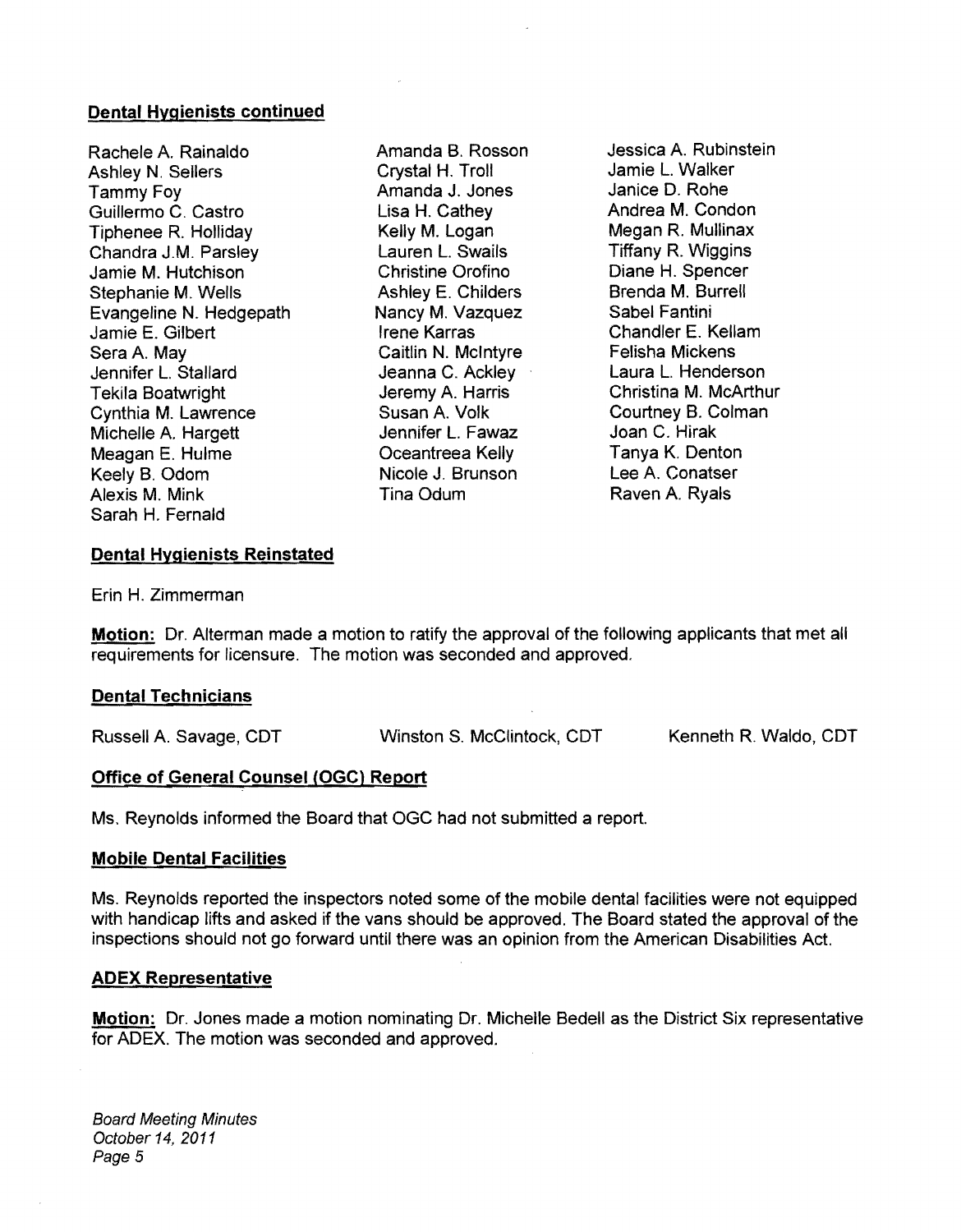## Dental Hygienists continued

Rachele A. Rainaldo
Ashley N. Sellers
Tammy Foy
Guillermo C. Castro
Tiphenee R. Holliday
Chandra J.M. Parsley
Jamie M. Hutchison
Stephanie M. Wells
Evangeline N. Hedgepath
Jamie E. Gilbert
Sera A. May
Jennifer L. Stallard
Tekila Boatwright
Cynthia M. Lawrence
Michelle A. Hargett
Meagan E. Hulme
Keely B. Odom
Alexis M. Mink
Sarah H. Fernald
Amanda B. Rosson
Crystal H. Troll
Amanda J. Jones
Lisa H. Cathey
Kelly M. Logan
Lauren L. Swails
Christine Orofino
Ashley E. Childers
Nancy M. Vazquez
Irene Karras
Caitlin N. McIntyre
Jeanna C. Ackley
Jeremy A. Harris
Susan A. Volk
Jennifer L. Fawaz
Oceantreea Kelly
Nicole J. Brunson
Tina Odum
Jessica A. Rubinstein
Jamie L. Walker
Janice D. Rohe
Andrea M. Condon
Megan R. Mullinax
Tiffany R. Wiggins
Diane H. Spencer
Brenda M. Burrell
Sabel Fantini
Chandler E. Kellam
Felisha Mickens
Laura L. Henderson
Christina M. McArthur
Courtney B. Colman
Joan C. Hirak
Tanya K. Denton
Lee A. Conatser
Raven A. Ryals

## Dental Hygienists Reinstated

Erin H. Zimmerman

**Motion:** Dr. Alterman made a motion to ratify the approval of the following applicants that met all requirements for licensure. The motion was seconded and approved.

## Dental Technicians

Russell A. Savage, CDT
Winston S. McClintock, CDT
Kenneth R. Waldo, CDT

## Office of General Counsel (OGC) Report

Ms. Reynolds informed the Board that OGC had not submitted a report.

## Mobile Dental Facilities

Ms. Reynolds reported the inspectors noted some of the mobile dental facilities were not equipped with handicap lifts and asked if the vans should be approved. The Board stated the approval of the inspections should not go forward until there was an opinion from the American Disabilities Act.

## ADEX Representative

**Motion:** Dr. Jones made a motion nominating Dr. Michelle Bedell as the District Six representative for ADEX. The motion was seconded and approved.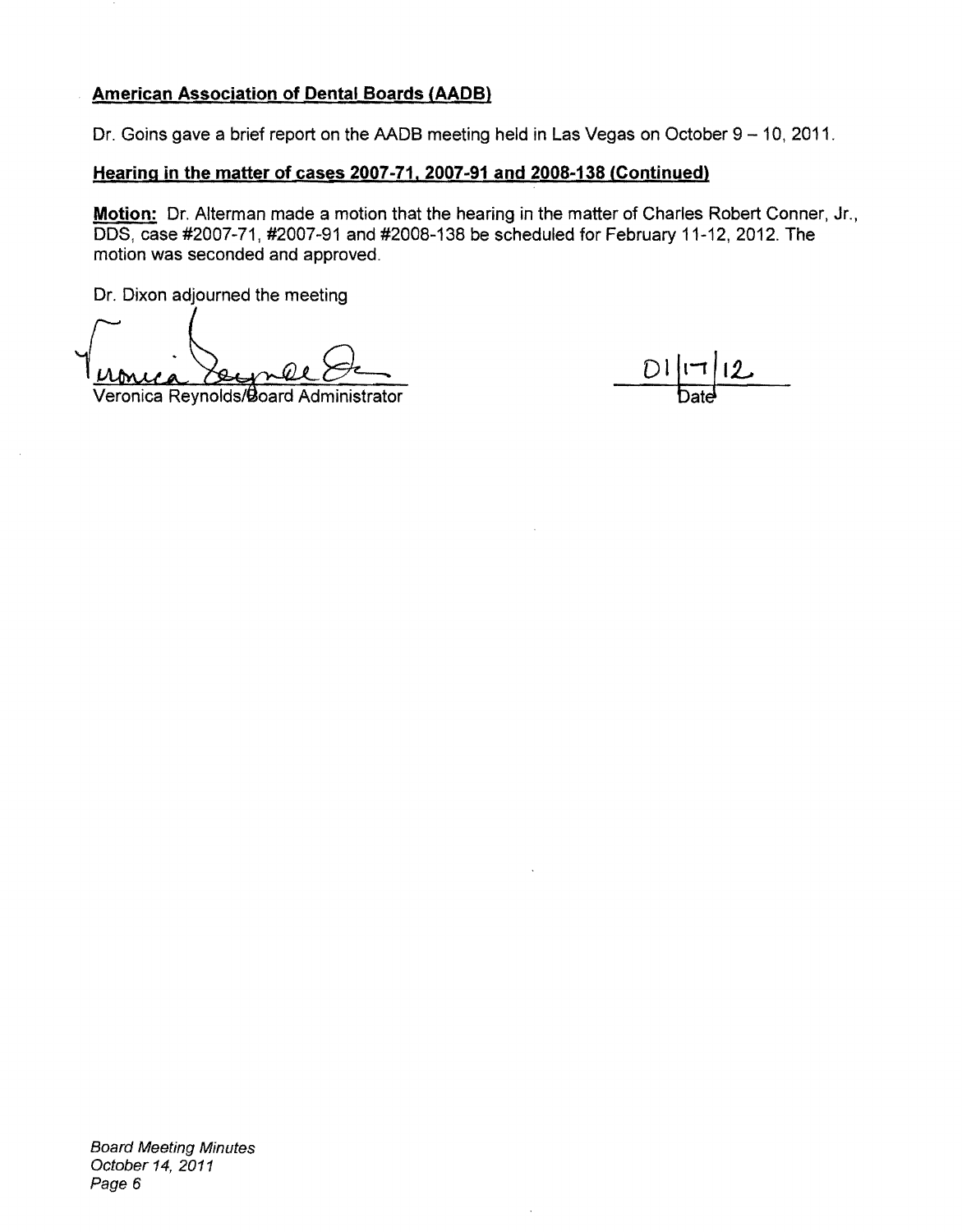**American Association of Dental Boards (AADB)**

Dr. Goins gave a brief report on the AADB meeting held in Las Vegas on October 9 – 10, 2011.

**Hearing in the matter of cases 2007-71, 2007-91 and 2008-138 (Continued)**

**Motion:** Dr. Alterman made a motion that the hearing in the matter of Charles Robert Conner, Jr., DDS, case #2007-71, #2007-91 and #2008-138 be scheduled for February 11-12, 2012. The motion was seconded and approved.

Dr. Dixon adjourned the meeting

Veronica Reynolds/Board Administrator

01/17/12
Date